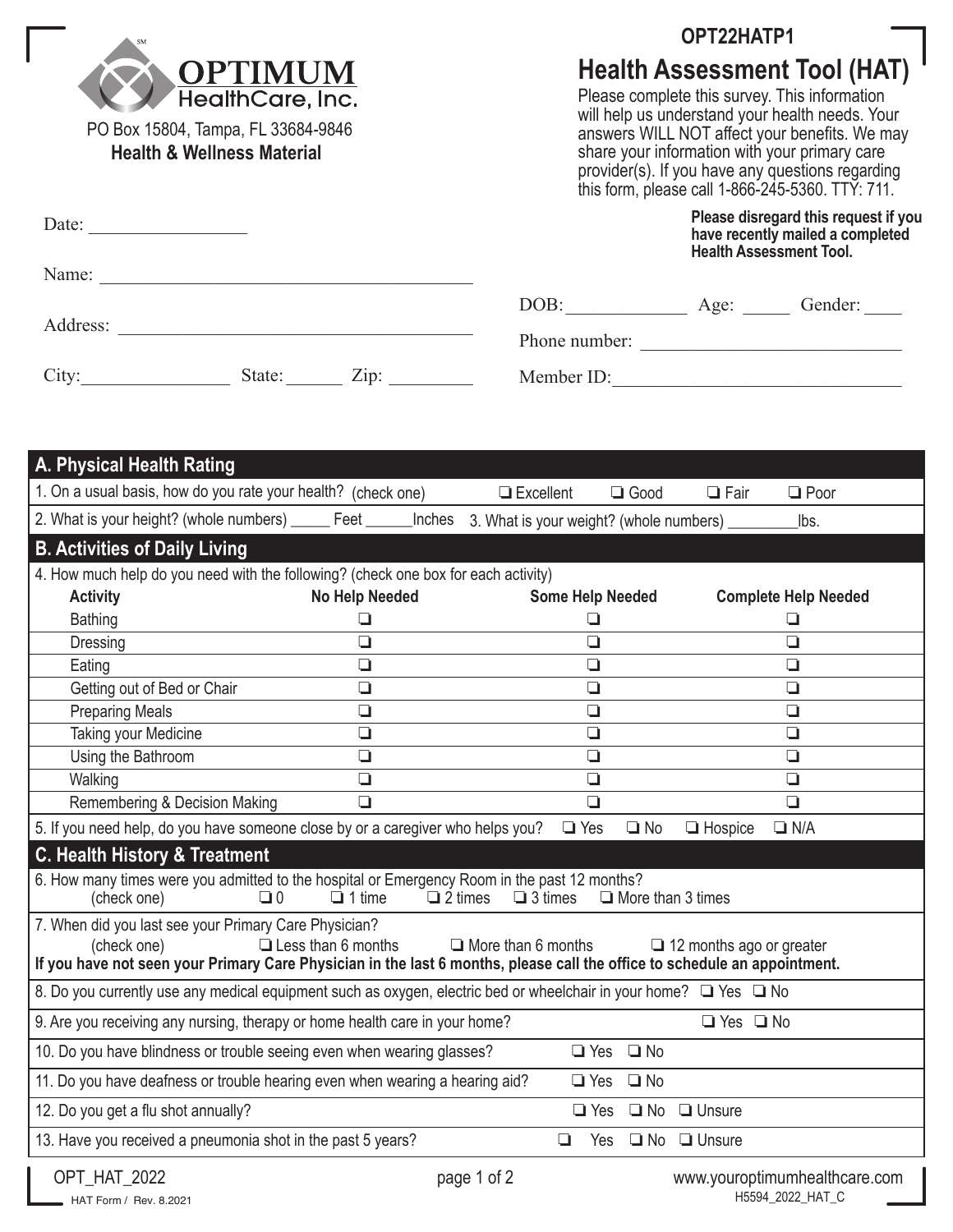OPTIMUM HealthCare, Inc.

PO Box 15804, Tampa, FL 33684-9846

**Health & Wellness Material**

OPT22HATP1

# Health Assessment Tool (HAT)

Please complete this survey. This information will help us understand your health needs. Your answers WILL NOT affect your benefits. We may share your information with your primary care provider(s). If you have any questions regarding this form, please call 1-866-245-5360. TTY: 711.

**Please disregard this request if you have recently mailed a completed Health Assessment Tool.**

Date: ________________

Name: ________________________________________

Address: ______________________________________

City: _______________ State: ______ Zip: _________

DOB: _____________ Age: _____ Gender: ____

Phone number: ___________________________

Member ID: ______________________________

## A. Physical Health Rating

1. On a usual basis, how do you rate your health? (check one) ❑ Excellent ❑ Good ❑ Fair ❑ Poor

2. What is your height? (whole numbers) _____ Feet ______Inches 3. What is your weight? (whole numbers) _________lbs.

## B. Activities of Daily Living

4. How much help do you need with the following? (check one box for each activity)

| Activity | No Help Needed | Some Help Needed | Complete Help Needed |
|---|---|---|---|
| Bathing | ❑ | ❑ | ❑ |
| Dressing | ❑ | ❑ | ❑ |
| Eating | ❑ | ❑ | ❑ |
| Getting out of Bed or Chair | ❑ | ❑ | ❑ |
| Preparing Meals | ❑ | ❑ | ❑ |
| Taking your Medicine | ❑ | ❑ | ❑ |
| Using the Bathroom | ❑ | ❑ | ❑ |
| Walking | ❑ | ❑ | ❑ |
| Remembering & Decision Making | ❑ | ❑ | ❑ |

5. If you need help, do you have someone close by or a caregiver who helps you? ❑ Yes ❑ No ❑ Hospice ❑ N/A

## C. Health History & Treatment

6. How many times were you admitted to the hospital or Emergency Room in the past 12 months?
(check one) ❑ 0 ❑ 1 time ❑ 2 times ❑ 3 times ❑ More than 3 times

7. When did you last see your Primary Care Physician?
(check one) ❑ Less than 6 months ❑ More than 6 months ❑ 12 months ago or greater
**If you have not seen your Primary Care Physician in the last 6 months, please call the office to schedule an appointment.**

8. Do you currently use any medical equipment such as oxygen, electric bed or wheelchair in your home? ❑ Yes ❑ No

9. Are you receiving any nursing, therapy or home health care in your home? ❑ Yes ❑ No

10. Do you have blindness or trouble seeing even when wearing glasses? ❑ Yes ❑ No

11. Do you have deafness or trouble hearing even when wearing a hearing aid? ❑ Yes ❑ No

12. Do you get a flu shot annually? ❑ Yes ❑ No ❑ Unsure

13. Have you received a pneumonia shot in the past 5 years? ❑ Yes ❑ No ❑ Unsure

OPT_HAT_2022

HAT Form / Rev. 8.2021

www.youroptimumhealthcare.com

H5594_2022_HAT_C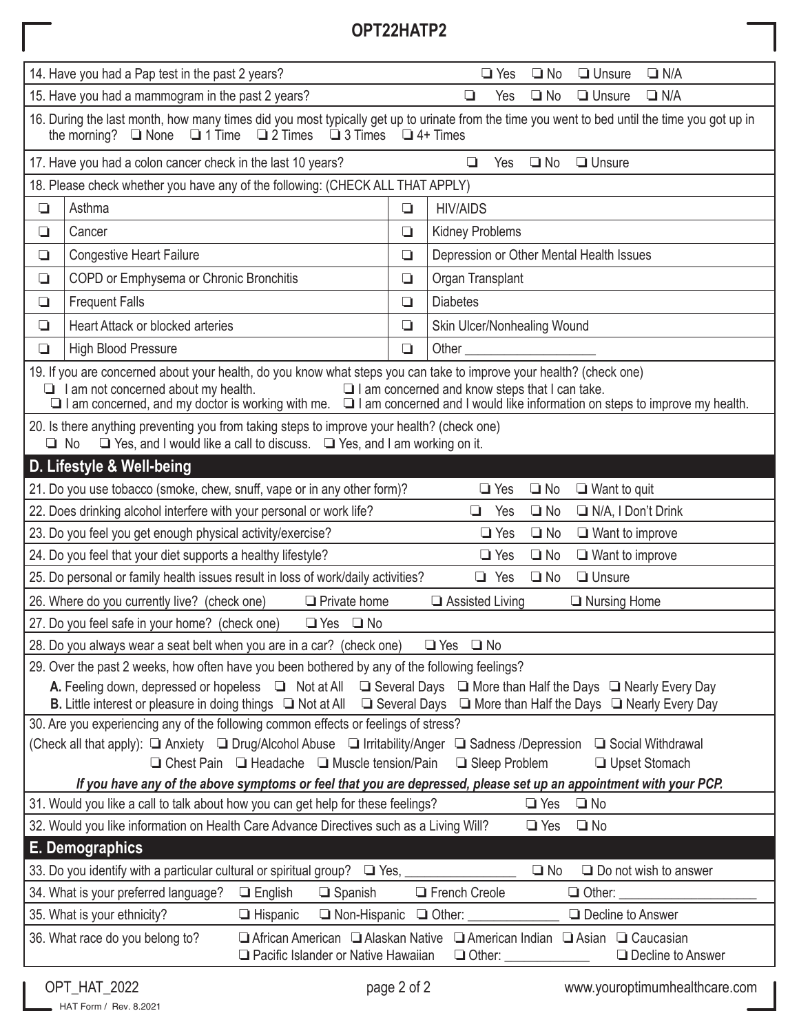# OPT22HATP2

14. Have you had a Pap test in the past 2 years? ❑ Yes ❑ No ❑ Unsure ❑ N/A

15. Have you had a mammogram in the past 2 years? ❑ Yes ❑ No ❑ Unsure ❑ N/A

16. During the last month, how many times did you most typically get up to urinate from the time you went to bed until the time you got up in the morning? ❑ None ❑ 1 Time ❑ 2 Times ❑ 3 Times ❑ 4+ Times

17. Have you had a colon cancer check in the last 10 years? ❑ Yes ❑ No ❑ Unsure

18. Please check whether you have any of the following: (CHECK ALL THAT APPLY)

| | | | |
|---|---|---|---|
| ❑ | Asthma | ❑ | HIV/AIDS |
| ❑ | Cancer | ❑ | Kidney Problems |
| ❑ | Congestive Heart Failure | ❑ | Depression or Other Mental Health Issues |
| ❑ | COPD or Emphysema or Chronic Bronchitis | ❑ | Organ Transplant |
| ❑ | Frequent Falls | ❑ | Diabetes |
| ❑ | Heart Attack or blocked arteries | ❑ | Skin Ulcer/Nonhealing Wound |
| ❑ | High Blood Pressure | ❑ | Other ___________________ |

19. If you are concerned about your health, do you know what steps you can take to improve your health? (check one)
❑ I am not concerned about my health. ❑ I am concerned and know steps that I can take.
❑ I am concerned, and my doctor is working with me. ❑ I am concerned and I would like information on steps to improve my health.

20. Is there anything preventing you from taking steps to improve your health? (check one)
❑ No ❑ Yes, and I would like a call to discuss. ❑ Yes, and I am working on it.

## D. Lifestyle & Well-being

21. Do you use tobacco (smoke, chew, snuff, vape or in any other form)? ❑ Yes ❑ No ❑ Want to quit

22. Does drinking alcohol interfere with your personal or work life? ❑ Yes ❑ No ❑ N/A, I Don't Drink

23. Do you feel you get enough physical activity/exercise? ❑ Yes ❑ No ❑ Want to improve

24. Do you feel that your diet supports a healthy lifestyle? ❑ Yes ❑ No ❑ Want to improve

25. Do personal or family health issues result in loss of work/daily activities? ❑ Yes ❑ No ❑ Unsure

26. Where do you currently live? (check one) ❑ Private home ❑ Assisted Living ❑ Nursing Home

27. Do you feel safe in your home? (check one) ❑ Yes ❑ No

28. Do you always wear a seat belt when you are in a car? (check one) ❑ Yes ❑ No

29. Over the past 2 weeks, how often have you been bothered by any of the following feelings?
**A.** Feeling down, depressed or hopeless ❑ Not at All ❑ Several Days ❑ More than Half the Days ❑ Nearly Every Day
**B.** Little interest or pleasure in doing things ❑ Not at All ❑ Several Days ❑ More than Half the Days ❑ Nearly Every Day

30. Are you experiencing any of the following common effects or feelings of stress?
(Check all that apply): ❑ Anxiety ❑ Drug/Alcohol Abuse ❑ Irritability/Anger ❑ Sadness /Depression ❑ Social Withdrawal ❑ Chest Pain ❑ Headache ❑ Muscle tension/Pain ❑ Sleep Problem ❑ Upset Stomach

***If you have any of the above symptoms or feel that you are depressed, please set up an appointment with your PCP.***

31. Would you like a call to talk about how you can get help for these feelings? ❑ Yes ❑ No

32. Would you like information on Health Care Advance Directives such as a Living Will? ❑ Yes ❑ No

## E. Demographics

33. Do you identify with a particular cultural or spiritual group? ❑ Yes, ________________ ❑ No ❑ Do not wish to answer

34. What is your preferred language? ❑ English ❑ Spanish ❑ French Creole ❑ Other: ____________________

35. What is your ethnicity? ❑ Hispanic ❑ Non-Hispanic ❑ Other: _____________ ❑ Decline to Answer

36. What race do you belong to? ❑ African American ❑ Alaskan Native ❑ American Indian ❑ Asian ❑ Caucasian ❑ Pacific Islander or Native Hawaiian ❑ Other: ____________ ❑ Decline to Answer

OPT_HAT_2022
HAT Form / Rev. 8.2021

www.youroptimumhealthcare.com